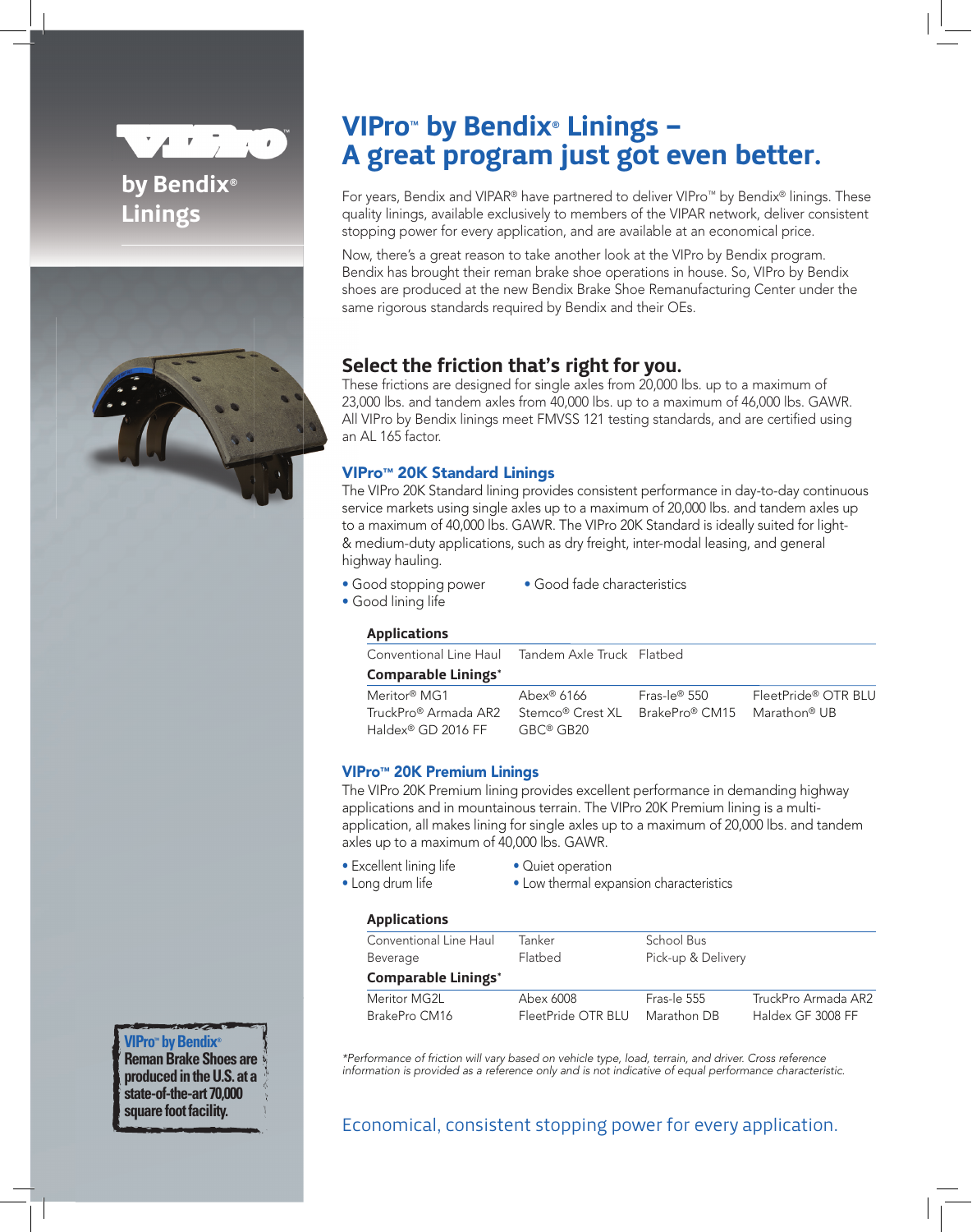VIPro™ by Bendix® Linings

# VIPro™ by Bendix® Linings – A great program just got even better.

For years, Bendix and VIPAR® have partnered to deliver VIPro™ by Bendix® linings. These quality linings, available exclusively to members of the VIPAR network, deliver consistent stopping power for every application, and are available at an economical price.

Now, there's a great reason to take another look at the VIPro by Bendix program. Bendix has brought their reman brake shoe operations in house. So, VIPro by Bendix shoes are produced at the new Bendix Brake Shoe Remanufacturing Center under the same rigorous standards required by Bendix and their OEs.

## Select the friction that's right for you.

These frictions are designed for single axles from 20,000 lbs. up to a maximum of 23,000 lbs. and tandem axles from 40,000 lbs. up to a maximum of 46,000 lbs. GAWR. All VIPro by Bendix linings meet FMVSS 121 testing standards, and are certified using an AL 165 factor.

### VIPro™ 20K Standard Linings

The VIPro 20K Standard lining provides consistent performance in day-to-day continuous service markets using single axles up to a maximum of 20,000 lbs. and tandem axles up to a maximum of 40,000 lbs. GAWR. The VIPro 20K Standard is ideally suited for light- & medium-duty applications, such as dry freight, inter-modal leasing, and general highway hauling.

- Good stopping power
- Good lining life
- Good fade characteristics

**Applications**

| | | | |
|---|---|---|---|
| Conventional Line Haul | Tandem Axle Truck | Flatbed | |

**Comparable Linings***

| | | | |
|---|---|---|---|
| Meritor® MG1 | Abex® 6166 | Fras-le® 550 | FleetPride® OTR BLU |
| TruckPro® Armada AR2 | Stemco® Crest XL | BrakePro® CM15 | Marathon® UB |
| Haldex® GD 2016 FF | GBC® GB20 | | |

### VIPro™ 20K Premium Linings

The VIPro 20K Premium lining provides excellent performance in demanding highway applications and in mountainous terrain. The VIPro 20K Premium lining is a multi-application, all makes lining for single axles up to a maximum of 20,000 lbs. and tandem axles up to a maximum of 40,000 lbs. GAWR.

- Excellent lining life
- Long drum life
- Quiet operation
- Low thermal expansion characteristics

**Applications**

| | | | |
|---|---|---|---|
| Conventional Line Haul | Tanker | School Bus | |
| Beverage | Flatbed | Pick-up & Delivery | |

**Comparable Linings***

| | | | |
|---|---|---|---|
| Meritor MG2L | Abex 6008 | Fras-le 555 | TruckPro Armada AR2 |
| BrakePro CM16 | FleetPride OTR BLU | Marathon DB | Haldex GF 3008 FF |

*\*Performance of friction will vary based on vehicle type, load, terrain, and driver. Cross reference information is provided as a reference only and is not indicative of equal performance characteristic.*

**VIPro™ by Bendix® Reman Brake Shoes are produced in the U.S. at a state-of-the-art 70,000 square foot facility.**

Economical, consistent stopping power for every application.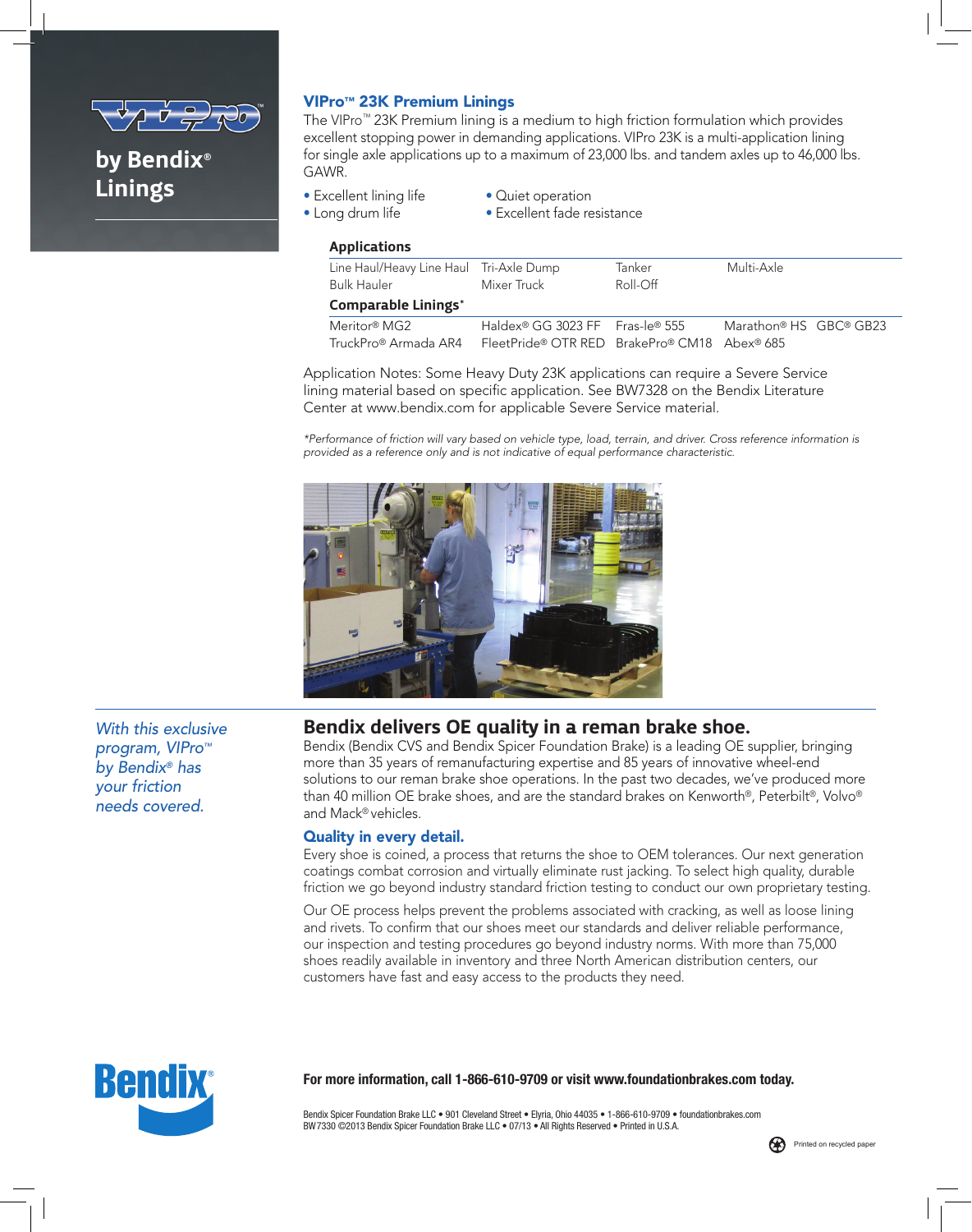**by Bendix® Linings**

## VIPro™ 23K Premium Linings

The VIPro™ 23K Premium lining is a medium to high friction formulation which provides excellent stopping power in demanding applications. VIPro 23K is a multi-application lining for single axle applications up to a maximum of 23,000 lbs. and tandem axles up to 46,000 lbs. GAWR.

- Excellent lining life
- Long drum life
- Quiet operation
- Excellent fade resistance

**Applications**

| | | | |
|---|---|---|---|
| Line Haul/Heavy Line Haul | Tri-Axle Dump | Tanker | Multi-Axle |
| Bulk Hauler | Mixer Truck | Roll-Off | |

**Comparable Linings***

| | | | | |
|---|---|---|---|---|
| Meritor® MG2 | Haldex® GG 3023 FF | Fras-le® 555 | Marathon® HS | GBC® GB23 |
| TruckPro® Armada AR4 | FleetPride® OTR RED | BrakePro® CM18 | Abex® 685 | |

Application Notes: Some Heavy Duty 23K applications can require a Severe Service lining material based on specific application. See BW7328 on the Bendix Literature Center at www.bendix.com for applicable Severe Service material.

*\*Performance of friction will vary based on vehicle type, load, terrain, and driver. Cross reference information is provided as a reference only and is not indicative of equal performance characteristic.*

*With this exclusive program, VIPro™ by Bendix® has your friction needs covered.*

## Bendix delivers OE quality in a reman brake shoe.

Bendix (Bendix CVS and Bendix Spicer Foundation Brake) is a leading OE supplier, bringing more than 35 years of remanufacturing expertise and 85 years of innovative wheel-end solutions to our reman brake shoe operations. In the past two decades, we've produced more than 40 million OE brake shoes, and are the standard brakes on Kenworth®, Peterbilt®, Volvo® and Mack® vehicles.

### Quality in every detail.

Every shoe is coined, a process that returns the shoe to OEM tolerances. Our next generation coatings combat corrosion and virtually eliminate rust jacking. To select high quality, durable friction we go beyond industry standard friction testing to conduct our own proprietary testing.

Our OE process helps prevent the problems associated with cracking, as well as loose lining and rivets. To confirm that our shoes meet our standards and deliver reliable performance, our inspection and testing procedures go beyond industry norms. With more than 75,000 shoes readily available in inventory and three North American distribution centers, our customers have fast and easy access to the products they need.

**For more information, call 1-866-610-9709 or visit www.foundationbrakes.com today.**

Bendix Spicer Foundation Brake LLC • 901 Cleveland Street • Elyria, Ohio 44035 • 1-866-610-9709 • foundationbrakes.com
BW7330 ©2013 Bendix Spicer Foundation Brake LLC • 07/13 • All Rights Reserved • Printed in U.S.A.

Printed on recycled paper